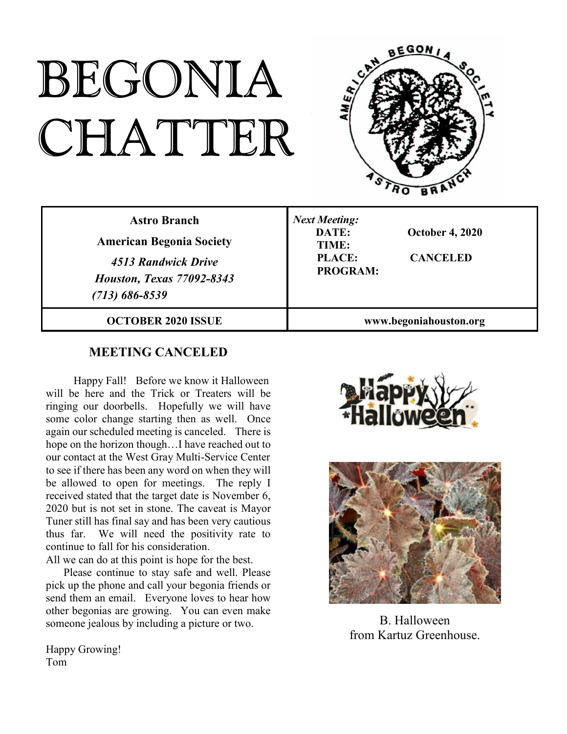# BEGONIA CHATTER

| **Astro Branch**<br>**American Begonia Society**<br>*4513 Randwick Drive*<br>*Houston, Texas 77092-8343*<br>*(713) 686-8539* | ***Next Meeting:***<br>**DATE:** **October 4, 2020**<br>**TIME:**<br>**PLACE:** **CANCELED**<br>**PROGRAM:** |
|---|---|
| **OCTOBER 2020 ISSUE** | **www.begoniahouston.org** |

## MEETING CANCELED

Happy Fall! Before we know it Halloween will be here and the Trick or Treaters will be ringing our doorbells. Hopefully we will have some color change starting then as well. Once again our scheduled meeting is canceled. There is hope on the horizon though…I have reached out to our contact at the West Gray Multi-Service Center to see if there has been any word on when they will be allowed to open for meetings. The reply I received stated that the target date is November 6, 2020 but is not set in stone. The caveat is Mayor Tuner still has final say and has been very cautious thus far. We will need the positivity rate to continue to fall for his consideration.
All we can do at this point is hope for the best.

Please continue to stay safe and well. Please pick up the phone and call your begonia friends or send them an email. Everyone loves to hear how other begonias are growing. You can even make someone jealous by including a picture or two.

Happy Growing!
Tom

B. Halloween
from Kartuz Greenhouse.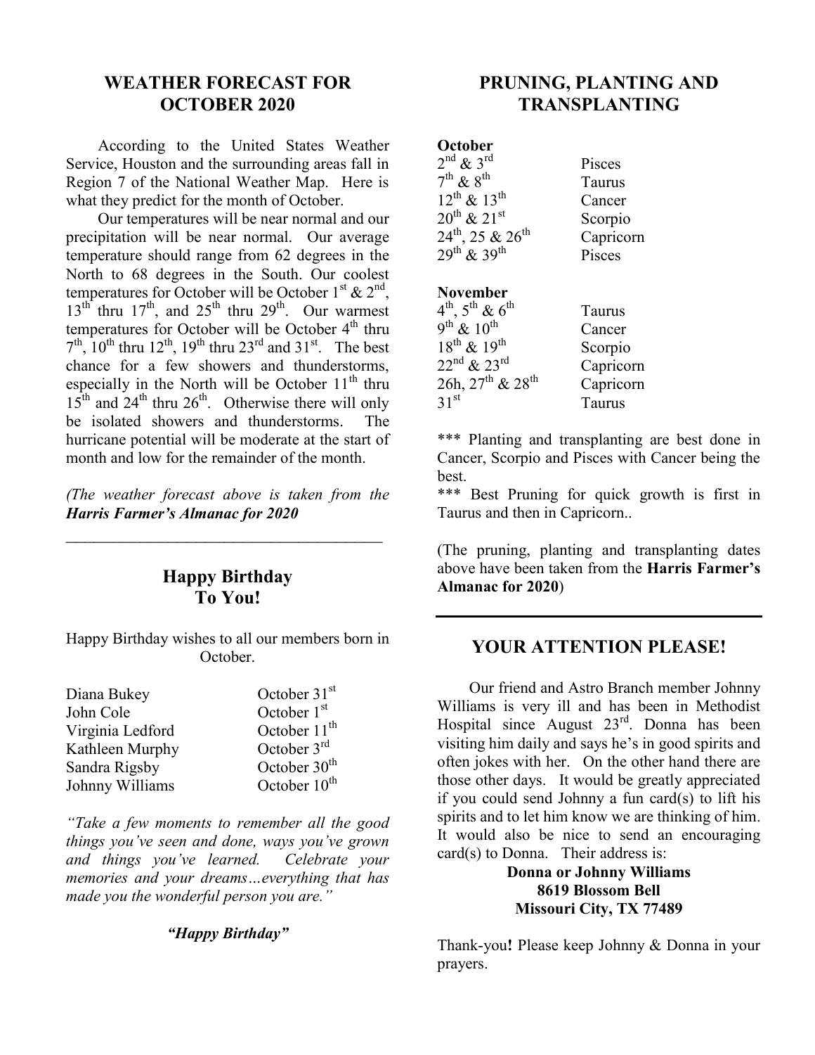## WEATHER FORECAST FOR OCTOBER 2020

According to the United States Weather Service, Houston and the surrounding areas fall in Region 7 of the National Weather Map. Here is what they predict for the month of October.

Our temperatures will be near normal and our precipitation will be near normal. Our average temperature should range from 62 degrees in the North to 68 degrees in the South. Our coolest temperatures for October will be October 1st & 2nd, 13th thru 17th, and 25th thru 29th. Our warmest temperatures for October will be October 4th thru 7th, 10th thru 12th, 19th thru 23rd and 31st. The best chance for a few showers and thunderstorms, especially in the North will be October 11th thru 15th and 24th thru 26th. Otherwise there will only be isolated showers and thunderstorms. The hurricane potential will be moderate at the start of month and low for the remainder of the month.

*(The weather forecast above is taken from the **Harris Farmer's Almanac for 2020***

---

## Happy Birthday To You!

Happy Birthday wishes to all our members born in October.

| | |
|---|---|
| Diana Bukey | October 31st |
| John Cole | October 1st |
| Virginia Ledford | October 11th |
| Kathleen Murphy | October 3rd |
| Sandra Rigsby | October 30th |
| Johnny Williams | October 10th |

*"Take a few moments to remember all the good things you've seen and done, ways you've grown and things you've learned. Celebrate your memories and your dreams…everything that has made you the wonderful person you are."*

***"Happy Birthday"***

## PRUNING, PLANTING AND TRANSPLANTING

**October**

| | |
|---|---|
| 2nd & 3rd | Pisces |
| 7th & 8th | Taurus |
| 12th & 13th | Cancer |
| 20th & 21st | Scorpio |
| 24th, 25 & 26th | Capricorn |
| 29th & 39th | Pisces |

**November**

| | |
|---|---|
| 4th, 5th & 6th | Taurus |
| 9th & 10th | Cancer |
| 18th & 19th | Scorpio |
| 22nd & 23rd | Capricorn |
| 26h, 27th & 28th | Capricorn |
| 31st | Taurus |

*** Planting and transplanting are best done in Cancer, Scorpio and Pisces with Cancer being the best.

*** Best Pruning for quick growth is first in Taurus and then in Capricorn..

(The pruning, planting and transplanting dates above have been taken from the **Harris Farmer's Almanac for 2020**)

---

## YOUR ATTENTION PLEASE!

Our friend and Astro Branch member Johnny Williams is very ill and has been in Methodist Hospital since August 23rd. Donna has been visiting him daily and says he's in good spirits and often jokes with her. On the other hand there are those other days. It would be greatly appreciated if you could send Johnny a fun card(s) to lift his spirits and to let him know we are thinking of him. It would also be nice to send an encouraging card(s) to Donna. Their address is:

**Donna or Johnny Williams**
**8619 Blossom Bell**
**Missouri City, TX 77489**

Thank-you**!** Please keep Johnny & Donna in your prayers.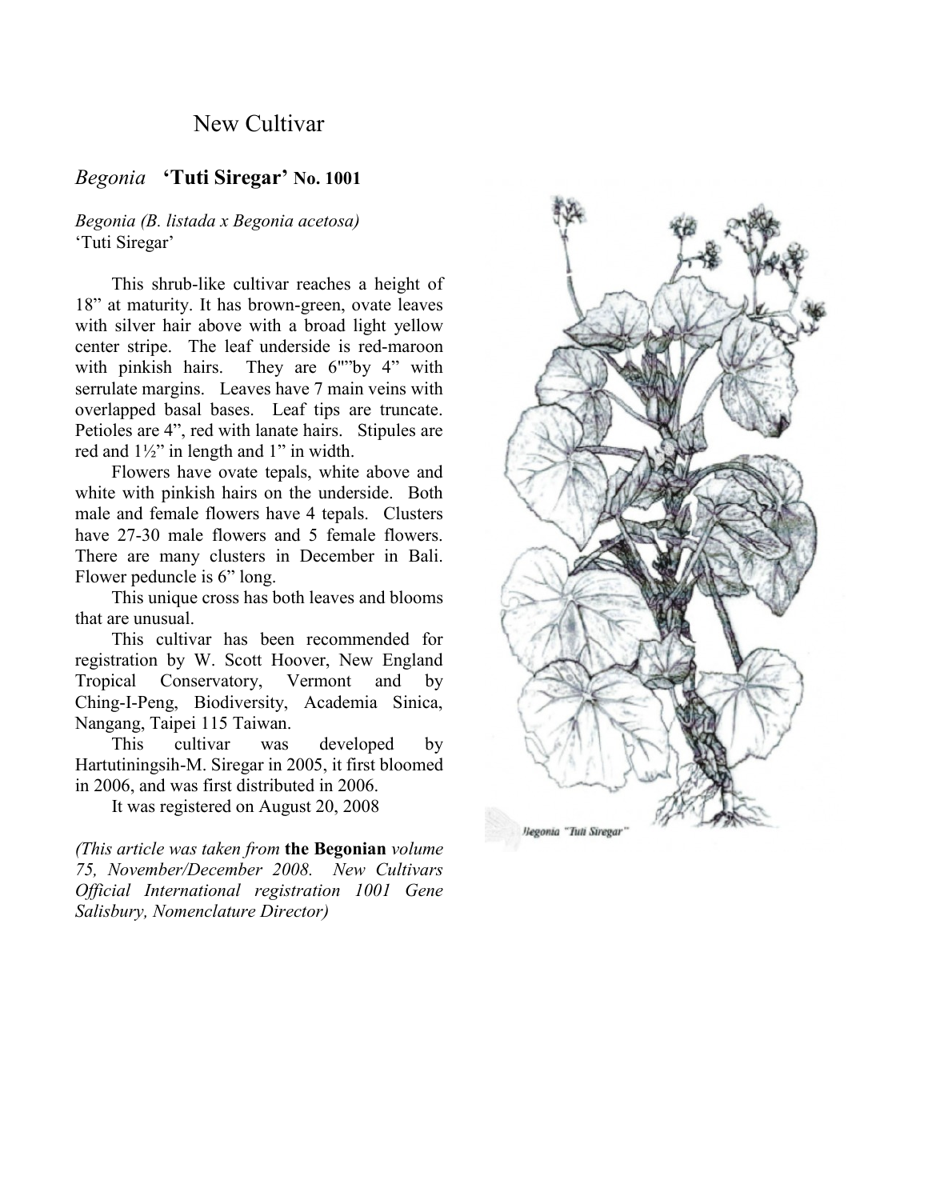## New Cultivar

### *Begonia* **'Tuti Siregar' No. 1001**

*Begonia (B. listada x Begonia acetosa)*
'Tuti Siregar'

This shrub-like cultivar reaches a height of 18" at maturity. It has brown-green, ovate leaves with silver hair above with a broad light yellow center stripe. The leaf underside is red-maroon with pinkish hairs. They are 6"''by 4" with serrulate margins. Leaves have 7 main veins with overlapped basal bases. Leaf tips are truncate. Petioles are 4", red with lanate hairs. Stipules are red and 1½" in length and 1" in width.

Flowers have ovate tepals, white above and white with pinkish hairs on the underside. Both male and female flowers have 4 tepals. Clusters have 27-30 male flowers and 5 female flowers. There are many clusters in December in Bali. Flower peduncle is 6" long.

This unique cross has both leaves and blooms that are unusual.

This cultivar has been recommended for registration by W. Scott Hoover, New England Tropical Conservatory, Vermont and by Ching-I-Peng, Biodiversity, Academia Sinica, Nangang, Taipei 115 Taiwan.

This cultivar was developed by Hartutiningsih-M. Siregar in 2005, it first bloomed in 2006, and was first distributed in 2006.

It was registered on August 20, 2008

*(This article was taken from* **the Begonian** *volume 75, November/December 2008. New Cultivars Official International registration 1001 Gene Salisbury, Nomenclature Director)*

Begonia "Tuti Siregar"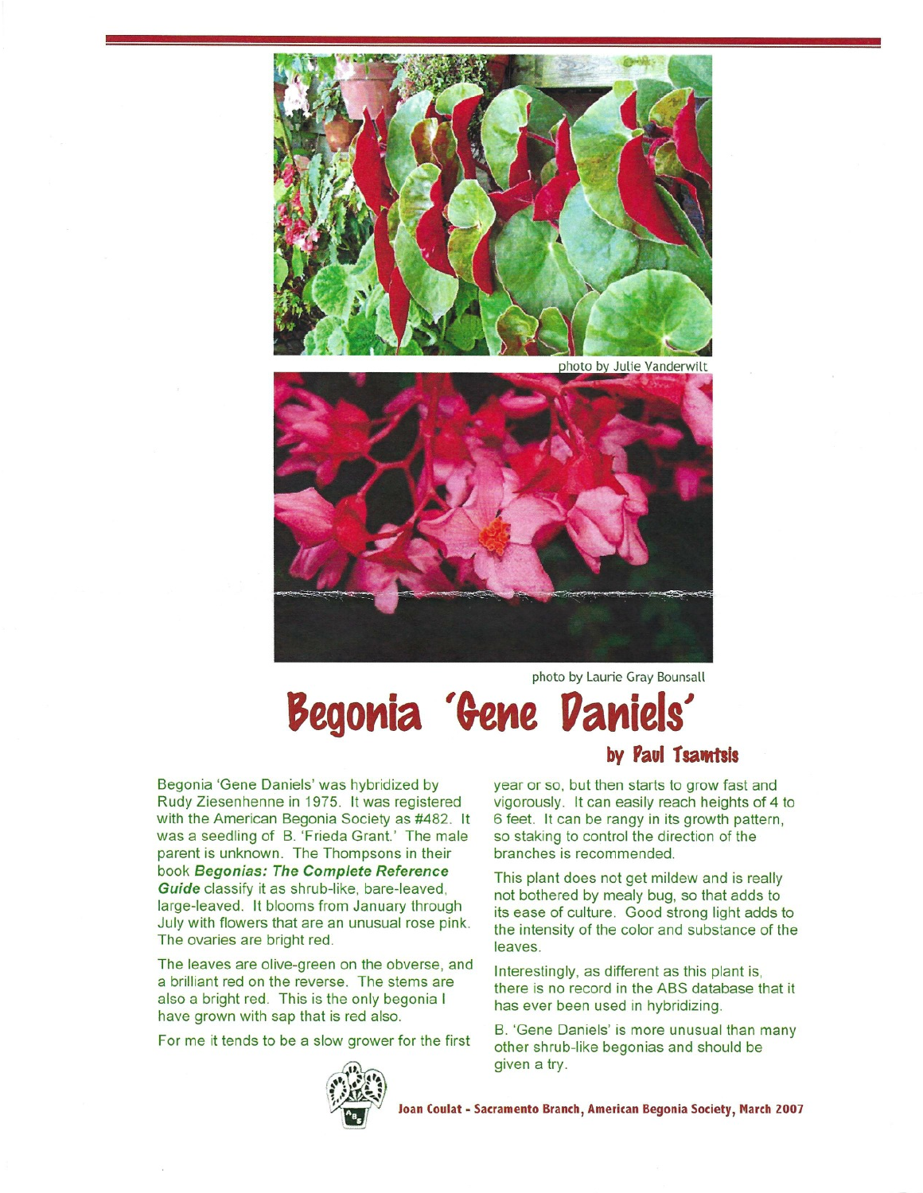photo by Julie Vanderwilt

photo by Laurie Gray Bounsall

# Begonia 'Gene Daniels'

### by Paul Tsamtsis

Begonia 'Gene Daniels' was hybridized by Rudy Ziesenhenne in 1975. It was registered with the American Begonia Society as #482. It was a seedling of B. 'Frieda Grant.' The male parent is unknown. The Thompsons in their book ***Begonias: The Complete Reference Guide*** classify it as shrub-like, bare-leaved, large-leaved. It blooms from January through July with flowers that are an unusual rose pink. The ovaries are bright red.

The leaves are olive-green on the obverse, and a brilliant red on the reverse. The stems are also a bright red. This is the only begonia I have grown with sap that is red also.

For me it tends to be a slow grower for the first year or so, but then starts to grow fast and vigorously. It can easily reach heights of 4 to 6 feet. It can be rangy in its growth pattern, so staking to control the direction of the branches is recommended.

This plant does not get mildew and is really not bothered by mealy bug, so that adds to its ease of culture. Good strong light adds to the intensity of the color and substance of the leaves.

Interestingly, as different as this plant is, there is no record in the ABS database that it has ever been used in hybridizing.

B. 'Gene Daniels' is more unusual than many other shrub-like begonias and should be given a try.

**Joan Coulat - Sacramento Branch, American Begonia Society, March 2007**